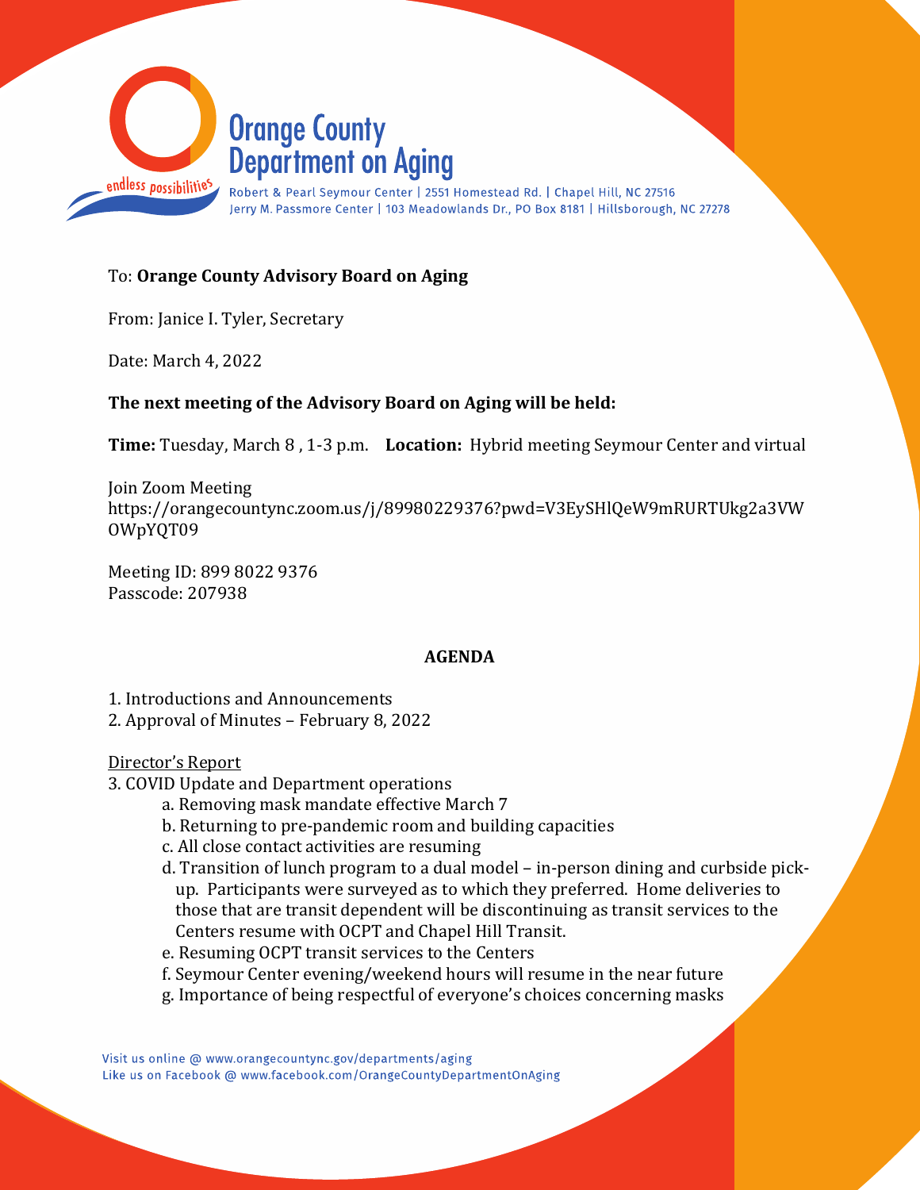# Orange County Department on Aging

endless possibilities

Robert & Pearl Seymour Center | 2551 Homestead Rd. | Chapel Hill, NC 27516
Jerry M. Passmore Center | 103 Meadowlands Dr., PO Box 8181 | Hillsborough, NC 27278

To: **Orange County Advisory Board on Aging**

From: Janice I. Tyler, Secretary

Date: March 4, 2022

**The next meeting of the Advisory Board on Aging will be held:**

**Time:** Tuesday, March 8 , 1-3 p.m. **Location:** Hybrid meeting Seymour Center and virtual

Join Zoom Meeting
https://orangecountync.zoom.us/j/89980229376?pwd=V3EySHlQeW9mRURTUkg2a3VWOWpYQT09

Meeting ID: 899 8022 9376
Passcode: 207938

**AGENDA**

1. Introductions and Announcements
2. Approval of Minutes – February 8, 2022

Director's Report

3. COVID Update and Department operations
   - a. Removing mask mandate effective March 7
   - b. Returning to pre-pandemic room and building capacities
   - c. All close contact activities are resuming
   - d. Transition of lunch program to a dual model – in-person dining and curbside pick-up. Participants were surveyed as to which they preferred. Home deliveries to those that are transit dependent will be discontinuing as transit services to the Centers resume with OCPT and Chapel Hill Transit.
   - e. Resuming OCPT transit services to the Centers
   - f. Seymour Center evening/weekend hours will resume in the near future
   - g. Importance of being respectful of everyone's choices concerning masks

Visit us online @ www.orangecountync.gov/departments/aging
Like us on Facebook @ www.facebook.com/OrangeCountyDepartmentOnAging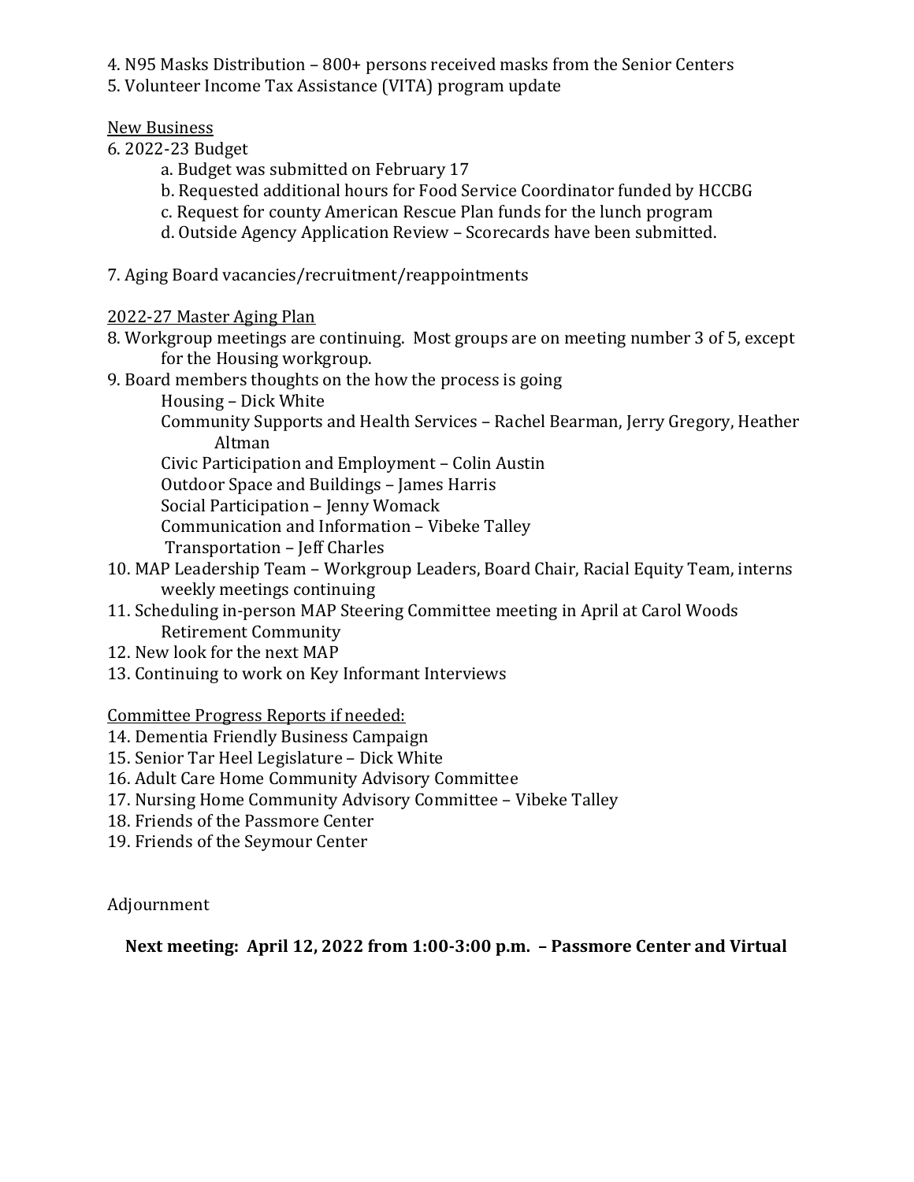4. N95 Masks Distribution – 800+ persons received masks from the Senior Centers
5. Volunteer Income Tax Assistance (VITA) program update

<u>New Business</u>

6. 2022-23 Budget
   a. Budget was submitted on February 17
   b. Requested additional hours for Food Service Coordinator funded by HCCBG
   c. Request for county American Rescue Plan funds for the lunch program
   d. Outside Agency Application Review – Scorecards have been submitted.

7. Aging Board vacancies/recruitment/reappointments

<u>2022-27 Master Aging Plan</u>

8. Workgroup meetings are continuing. Most groups are on meeting number 3 of 5, except for the Housing workgroup.
9. Board members thoughts on the how the process is going
   Housing – Dick White
   Community Supports and Health Services – Rachel Bearman, Jerry Gregory, Heather Altman
   Civic Participation and Employment – Colin Austin
   Outdoor Space and Buildings – James Harris
   Social Participation – Jenny Womack
   Communication and Information – Vibeke Talley
   Transportation – Jeff Charles
10. MAP Leadership Team – Workgroup Leaders, Board Chair, Racial Equity Team, interns weekly meetings continuing
11. Scheduling in-person MAP Steering Committee meeting in April at Carol Woods Retirement Community
12. New look for the next MAP
13. Continuing to work on Key Informant Interviews

<u>Committee Progress Reports if needed:</u>

14. Dementia Friendly Business Campaign
15. Senior Tar Heel Legislature – Dick White
16. Adult Care Home Community Advisory Committee
17. Nursing Home Community Advisory Committee – Vibeke Talley
18. Friends of the Passmore Center
19. Friends of the Seymour Center

Adjournment

**Next meeting: April 12, 2022 from 1:00-3:00 p.m. – Passmore Center and Virtual**